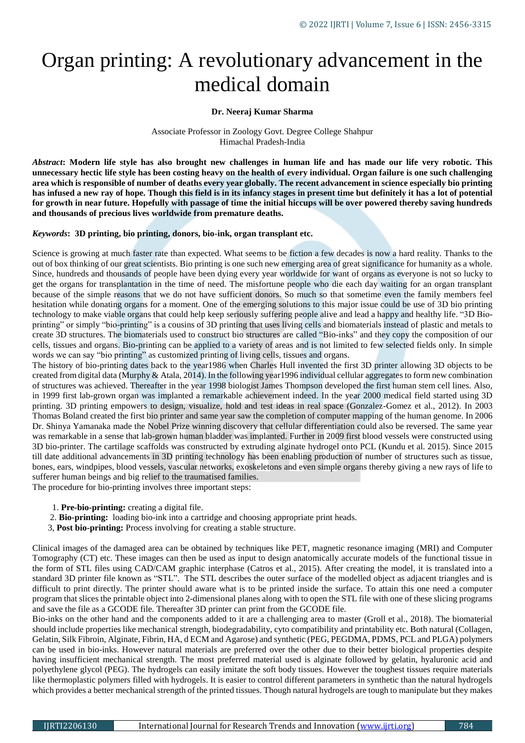# Organ printing: A revolutionary advancement in the medical domain

**Dr. Neeraj Kumar Sharma**

Associate Professor in Zoology Govt. Degree College Shahpur
Himachal Pradesh-India

***Abstract*: Modern life style has also brought new challenges in human life and has made our life very robotic. This unnecessary hectic life style has been costing heavy on the health of every individual. Organ failure is one such challenging area which is responsible of number of deaths every year globally. The recent advancement in science especially bio printing has infused a new ray of hope. Though this field is in its infancy stages in present time but definitely it has a lot of potential for growth in near future. Hopefully with passage of time the initial hiccups will be over powered thereby saving hundreds and thousands of precious lives worldwide from premature deaths.**

***Keywords*: 3D printing, bio printing, donors, bio-ink, organ transplant etc.**

Science is growing at much faster rate than expected. What seems to be fiction a few decades is now a hard reality. Thanks to the out of box thinking of our great scientists. Bio printing is one such new emerging area of great significance for humanity as a whole. Since, hundreds and thousands of people have been dying every year worldwide for want of organs as everyone is not so lucky to get the organs for transplantation in the time of need. The misfortune people who die each day waiting for an organ transplant because of the simple reasons that we do not have sufficient donors. So much so that sometime even the family members feel hesitation while donating organs for a moment. One of the emerging solutions to this major issue could be use of 3D bio printing technology to make viable organs that could help keep seriously suffering people alive and lead a happy and healthy life. "3D Bio-printing" or simply "bio-printing" is a cousins of 3D printing that uses living cells and biomaterials instead of plastic and metals to create 3D structures. The biomaterials used to construct bio structures are called "Bio-inks" and they copy the composition of our cells, tissues and organs. Bio-printing can be applied to a variety of areas and is not limited to few selected fields only. In simple words we can say "bio printing" as customized printing of living cells, tissues and organs.

The history of bio-printing dates back to the year1986 when Charles Hull invented the first 3D printer allowing 3D objects to be created from digital data (Murphy & Atala, 2014). In the following year1996 individual cellular aggregates to form new combination of structures was achieved. Thereafter in the year 1998 biologist James Thompson developed the first human stem cell lines. Also, in 1999 first lab-grown organ was implanted a remarkable achievement indeed. In the year 2000 medical field started using 3D printing. 3D printing empowers to design, visualize, hold and test ideas in real space (Gonzalez-Gomez et al., 2012). In 2003 Thomas Boland created the first bio printer and same year saw the completion of computer mapping of the human genome. In 2006 Dr. Shinya Yamanaka made the Nobel Prize winning discovery that cellular differentiation could also be reversed. The same year was remarkable in a sense that lab-grown human bladder was implanted. Further in 2009 first blood vessels were constructed using 3D bio-printer. The cartilage scaffolds was constructed by extruding alginate hydrogel onto PCL (Kundu et al. 2015). Since 2015 till date additional advancements in 3D printing technology has been enabling production of number of structures such as tissue, bones, ears, windpipes, blood vessels, vascular networks, exoskeletons and even simple organs thereby giving a new rays of life to sufferer human beings and big relief to the traumatised families.

The procedure for bio-printing involves three important steps:

1. **Pre-bio-printing:** creating a digital file.
2. **Bio-printing:** loading bio-ink into a cartridge and choosing appropriate print heads.
3. **Post bio-printing:** Process involving for creating a stable structure.

Clinical images of the damaged area can be obtained by techniques like PET, magnetic resonance imaging (MRI) and Computer Tomography (CT) etc. These images can then be used as input to design anatomically accurate models of the functional tissue in the form of STL files using CAD/CAM graphic interphase (Catros et al., 2015). After creating the model, it is translated into a standard 3D printer file known as "STL". The STL describes the outer surface of the modelled object as adjacent triangles and is difficult to print directly. The printer should aware what is to be printed inside the surface. To attain this one need a computer program that slices the printable object into 2-dimensional planes along with to open the STL file with one of these slicing programs and save the file as a GCODE file. Thereafter 3D printer can print from the GCODE file.

Bio-inks on the other hand and the components added to it are a challenging area to master (Groll et al., 2018). The biomaterial should include properties like mechanical strength, biodegradability, cyto compatibility and printability etc. Both natural (Collagen, Gelatin, Silk Fibroin, Alginate, Fibrin, HA, d ECM and Agarose) and synthetic (PEG, PEGDMA, PDMS, PCL and PLGA) polymers can be used in bio-inks. However natural materials are preferred over the other due to their better biological properties despite having insufficient mechanical strength. The most preferred material used is alginate followed by gelatin, hyaluronic acid and polyethylene glycol (PEG). The hydrogels can easily imitate the soft body tissues. However the toughest tissues require materials like thermoplastic polymers filled with hydrogels. It is easier to control different parameters in synthetic than the natural hydrogels which provides a better mechanical strength of the printed tissues. Though natural hydrogels are tough to manipulate but they makes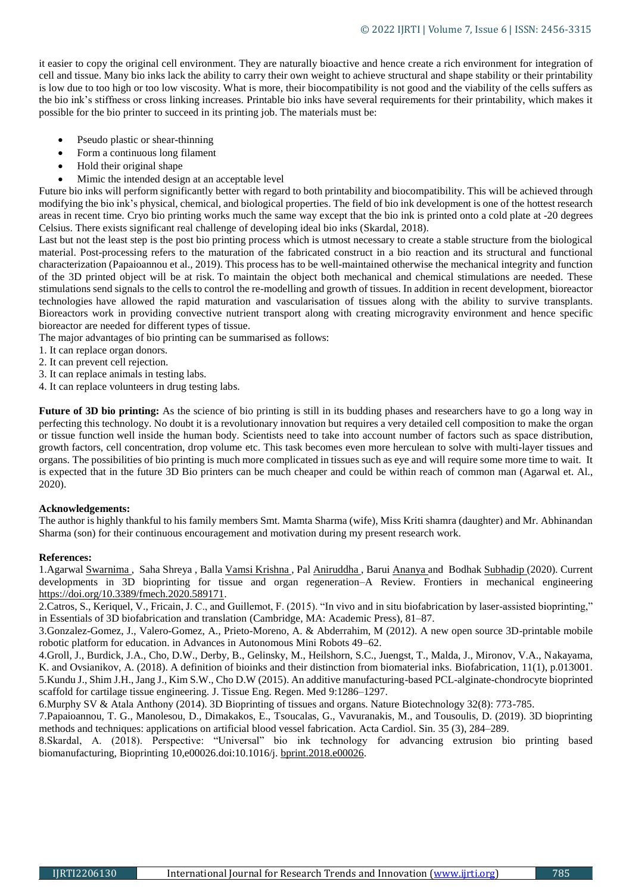it easier to copy the original cell environment. They are naturally bioactive and hence create a rich environment for integration of cell and tissue. Many bio inks lack the ability to carry their own weight to achieve structural and shape stability or their printability is low due to too high or too low viscosity. What is more, their biocompatibility is not good and the viability of the cells suffers as the bio ink's stiffness or cross linking increases. Printable bio inks have several requirements for their printability, which makes it possible for the bio printer to succeed in its printing job. The materials must be:

- Pseudo plastic or shear-thinning
- Form a continuous long filament
- Hold their original shape
- Mimic the intended design at an acceptable level

Future bio inks will perform significantly better with regard to both printability and biocompatibility. This will be achieved through modifying the bio ink's physical, chemical, and biological properties. The field of bio ink development is one of the hottest research areas in recent time. Cryo bio printing works much the same way except that the bio ink is printed onto a cold plate at -20 degrees Celsius. There exists significant real challenge of developing ideal bio inks (Skardal, 2018).

Last but not the least step is the post bio printing process which is utmost necessary to create a stable structure from the biological material. Post-processing refers to the maturation of the fabricated construct in a bio reaction and its structural and functional characterization (Papaioannou et al., 2019). This process has to be well-maintained otherwise the mechanical integrity and function of the 3D printed object will be at risk. To maintain the object both mechanical and chemical stimulations are needed. These stimulations send signals to the cells to control the re-modelling and growth of tissues. In addition in recent development, bioreactor technologies have allowed the rapid maturation and vascularisation of tissues along with the ability to survive transplants. Bioreactors work in providing convective nutrient transport along with creating microgravity environment and hence specific bioreactor are needed for different types of tissue.

The major advantages of bio printing can be summarised as follows:

1. It can replace organ donors.
2. It can prevent cell rejection.
3. It can replace animals in testing labs.
4. It can replace volunteers in drug testing labs.

**Future of 3D bio printing:** As the science of bio printing is still in its budding phases and researchers have to go a long way in perfecting this technology. No doubt it is a revolutionary innovation but requires a very detailed cell composition to make the organ or tissue function well inside the human body. Scientists need to take into account number of factors such as space distribution, growth factors, cell concentration, drop volume etc. This task becomes even more herculean to solve with multi-layer tissues and organs. The possibilities of bio printing is much more complicated in tissues such as eye and will require some more time to wait. It is expected that in the future 3D Bio printers can be much cheaper and could be within reach of common man (Agarwal et. Al., 2020).

**Acknowledgements:**

The author is highly thankful to his family members Smt. Mamta Sharma (wife), Miss Kriti shamra (daughter) and Mr. Abhinandan Sharma (son) for their continuous encouragement and motivation during my present research work.

**References:**

1.Agarwal Swarnima , Saha Shreya , Balla Vamsi Krishna , Pal Aniruddha , Barui Ananya and Bodhak Subhadip (2020). Current developments in 3D bioprinting for tissue and organ regeneration–A Review. Frontiers in mechanical engineering https://doi.org/10.3389/fmech.2020.589171.

2.Catros, S., Keriquel, V., Fricain, J. C., and Guillemot, F. (2015). "In vivo and in situ biofabrication by laser-assisted bioprinting," in Essentials of 3D biofabrication and translation (Cambridge, MA: Academic Press), 81–87.

3.Gonzalez-Gomez, J., Valero-Gomez, A., Prieto-Moreno, A. & Abderrahim, M (2012). A new open source 3D-printable mobile robotic platform for education. in Advances in Autonomous Mini Robots 49–62.

4.Groll, J., Burdick, J.A., Cho, D.W., Derby, B., Gelinsky, M., Heilshorn, S.C., Juengst, T., Malda, J., Mironov, V.A., Nakayama, K. and Ovsianikov, A. (2018). A definition of bioinks and their distinction from biomaterial inks. Biofabrication, 11(1), p.013001.

5.Kundu J., Shim J.H., Jang J., Kim S.W., Cho D.W (2015). An additive manufacturing-based PCL-alginate-chondrocyte bioprinted scaffold for cartilage tissue engineering. J. Tissue Eng. Regen. Med 9:1286–1297.

6.Murphy SV & Atala Anthony (2014). 3D Bioprinting of tissues and organs. Nature Biotechnology 32(8): 773-785.

7.Papaioannou, T. G., Manolesou, D., Dimakakos, E., Tsoucalas, G., Vavuranakis, M., and Tousoulis, D. (2019). 3D bioprinting methods and techniques: applications on artificial blood vessel fabrication. Acta Cardiol. Sin. 35 (3), 284–289.

8.Skardal, A. (2018). Perspective: "Universal" bio ink technology for advancing extrusion bio printing based biomanufacturing, Bioprinting 10,e00026.doi:10.1016/j. bprint.2018.e00026.